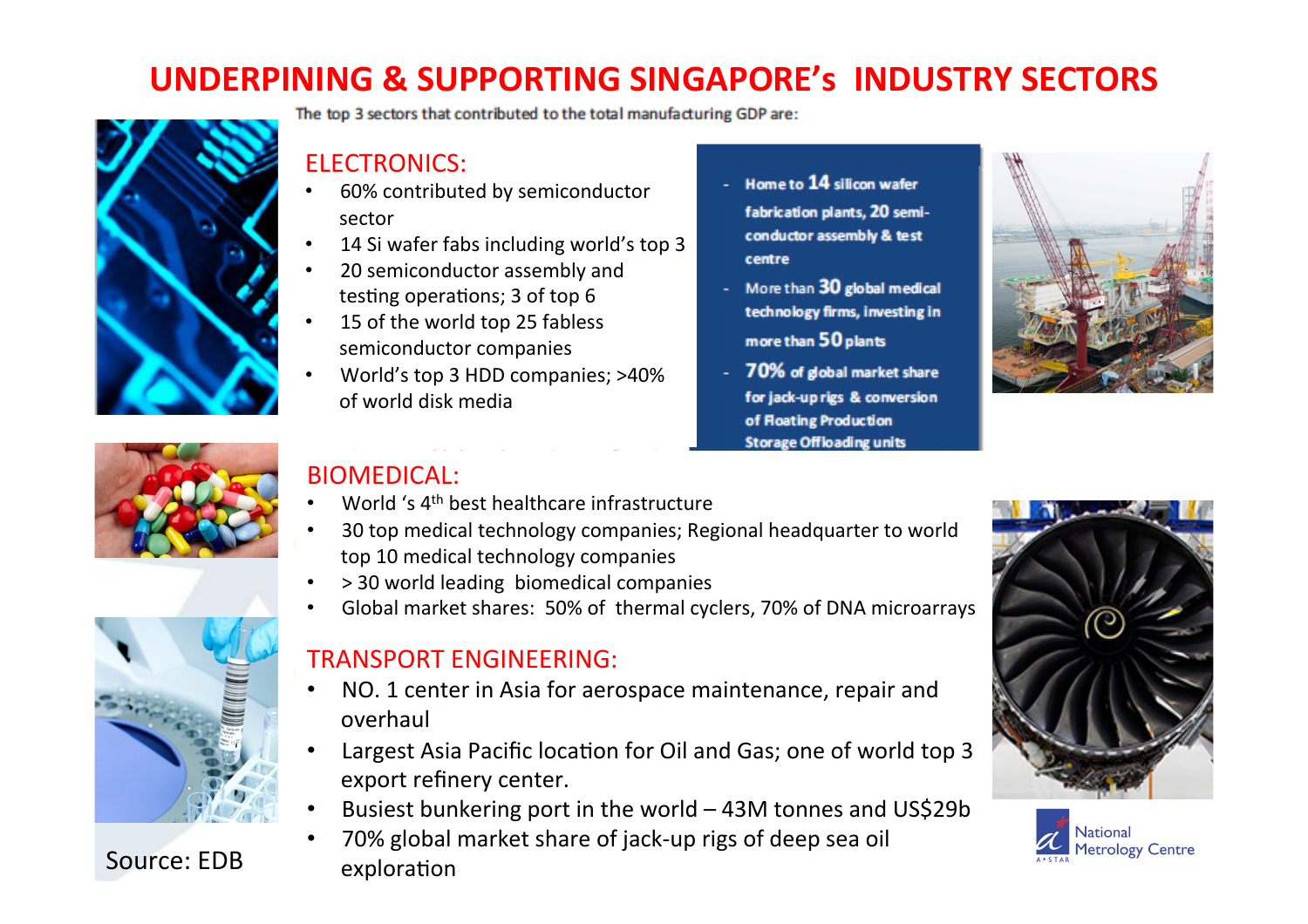# UNDERPINING & SUPPORTING SINGAPORE's INDUSTRY SECTORS

The top 3 sectors that contributed to the total manufacturing GDP are:

## ELECTRONICS:

- 60% contributed by semiconductor sector
- 14 Si wafer fabs including world's top 3
- 20 semiconductor assembly and testing operations; 3 of top 6
- 15 of the world top 25 fabless semiconductor companies
- World's top 3 HDD companies; >40% of world disk media

- Home to **14** silicon wafer fabrication plants, **20** semi-conductor assembly & test centre
- More than **30** global medical technology firms, investing in more than **50** plants
- **70%** of global market share for jack-up rigs & conversion of Floating Production Storage Offloading units

## BIOMEDICAL:

- World 's 4th best healthcare infrastructure
- 30 top medical technology companies; Regional headquarter to world top 10 medical technology companies
- > 30 world leading biomedical companies
- Global market shares: 50% of thermal cyclers, 70% of DNA microarrays

## TRANSPORT ENGINEERING:

- NO. 1 center in Asia for aerospace maintenance, repair and overhaul
- Largest Asia Pacific location for Oil and Gas; one of world top 3 export refinery center.
- Busiest bunkering port in the world – 43M tonnes and US$29b
- 70% global market share of jack-up rigs of deep sea oil exploration

Source: EDB

National Metrology Centre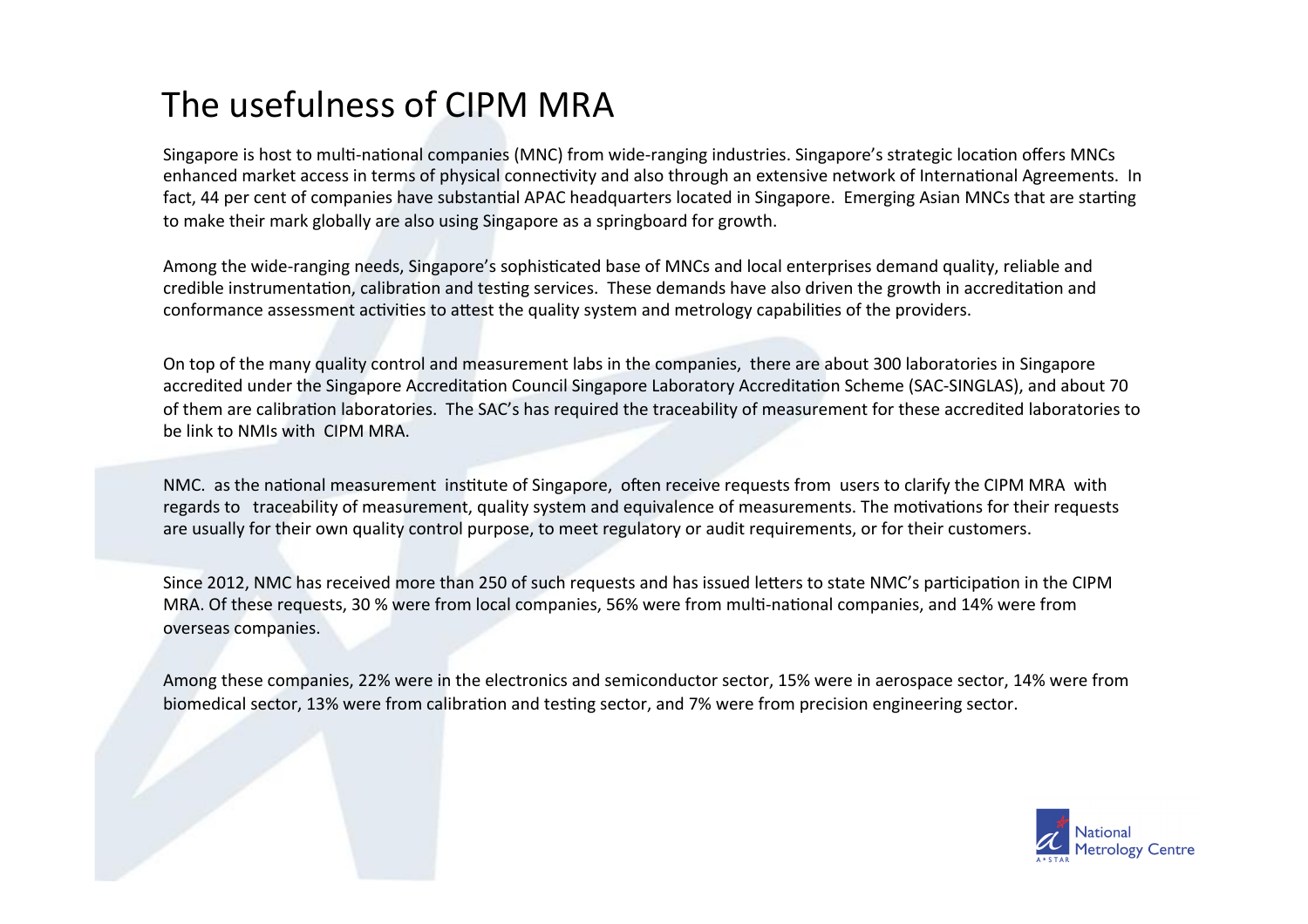# The usefulness of CIPM MRA

Singapore is host to multi-national companies (MNC) from wide-ranging industries. Singapore's strategic location offers MNCs enhanced market access in terms of physical connectivity and also through an extensive network of International Agreements. In fact, 44 per cent of companies have substantial APAC headquarters located in Singapore. Emerging Asian MNCs that are starting to make their mark globally are also using Singapore as a springboard for growth.

Among the wide-ranging needs, Singapore's sophisticated base of MNCs and local enterprises demand quality, reliable and credible instrumentation, calibration and testing services. These demands have also driven the growth in accreditation and conformance assessment activities to attest the quality system and metrology capabilities of the providers.

On top of the many quality control and measurement labs in the companies, there are about 300 laboratories in Singapore accredited under the Singapore Accreditation Council Singapore Laboratory Accreditation Scheme (SAC-SINGLAS), and about 70 of them are calibration laboratories. The SAC's has required the traceability of measurement for these accredited laboratories to be link to NMIs with CIPM MRA.

NMC. as the national measurement institute of Singapore, often receive requests from users to clarify the CIPM MRA with regards to traceability of measurement, quality system and equivalence of measurements. The motivations for their requests are usually for their own quality control purpose, to meet regulatory or audit requirements, or for their customers.

Since 2012, NMC has received more than 250 of such requests and has issued letters to state NMC's participation in the CIPM MRA. Of these requests, 30 % were from local companies, 56% were from multi-national companies, and 14% were from overseas companies.

Among these companies, 22% were in the electronics and semiconductor sector, 15% were in aerospace sector, 14% were from biomedical sector, 13% were from calibration and testing sector, and 7% were from precision engineering sector.